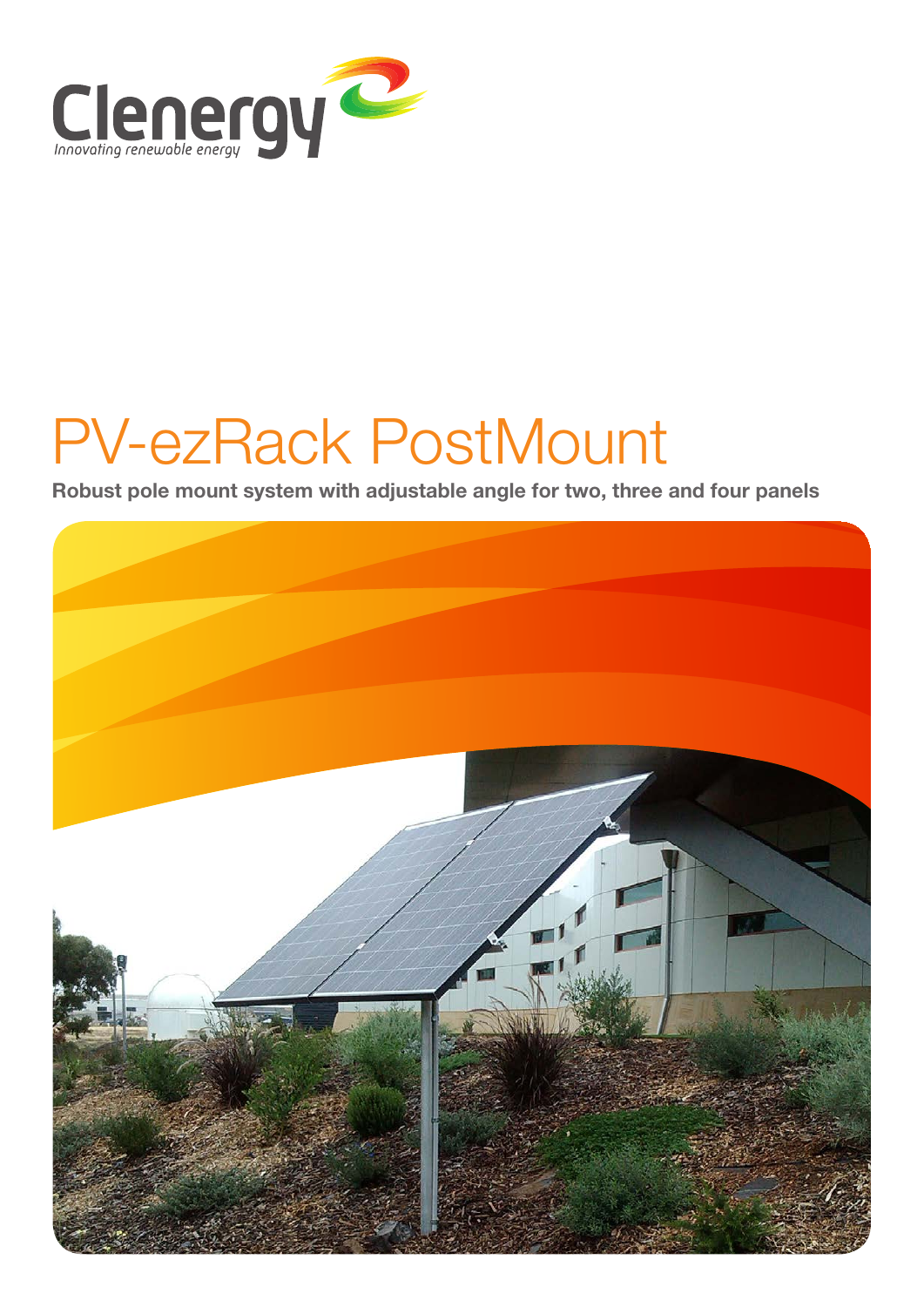Clenergy

*Innovating renewable energy*

# PV-ezRack PostMount

**Robust pole mount system with adjustable angle for two, three and four panels**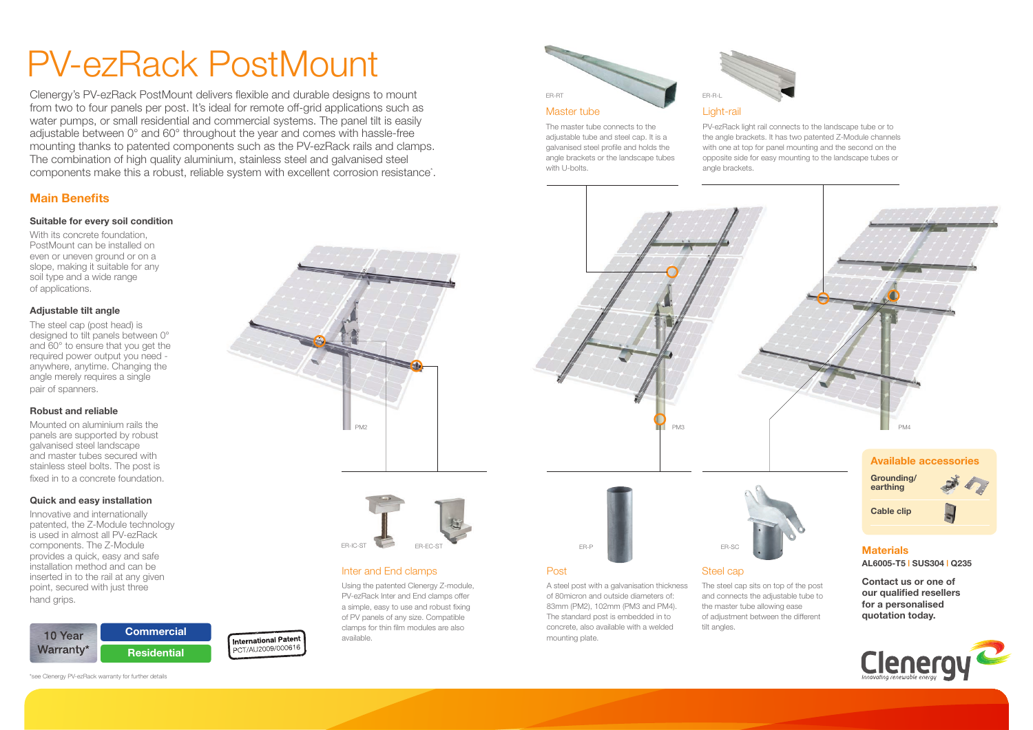# PV-ezRack PostMount

Clenergy's PV-ezRack PostMount delivers flexible and durable designs to mount from two to four panels per post. It's ideal for remote off-grid applications such as water pumps, or small residential and commercial systems. The panel tilt is easily adjustable between 0° and 60° throughout the year and comes with hassle-free mounting thanks to patented components such as the PV-ezRack rails and clamps. The combination of high quality aluminium, stainless steel and galvanised steel components make this a robust, reliable system with excellent corrosion resistance*.

## Main Benefits

### Suitable for every soil condition

With its concrete foundation, PostMount can be installed on even or uneven ground or on a slope, making it suitable for any soil type and a wide range of applications.

### Adjustable tilt angle

The steel cap (post head) is designed to tilt panels between 0° and 60° to ensure that you get the required power output you need - anywhere, anytime. Changing the angle merely requires a single pair of spanners.

### Robust and reliable

Mounted on aluminium rails the panels are supported by robust galvanised steel landscape and master tubes secured with stainless steel bolts. The post is fixed in to a concrete foundation.

### Quick and easy installation

Innovative and internationally patented, the Z-Module technology is used in almost all PV-ezRack components. The Z-Module provides a quick, easy and safe installation method and can be inserted in to the rail at any given point, secured with just three hand grips.

10 Year Warranty* — Commercial — Residential

International Patent PCT/AU2009/000616

*see Clenergy PV-ezRack warranty for further details

PM2 — PM3 — PM4

ER-RT

### Master tube

The master tube connects to the adjustable tube and steel cap. It is a galvanised steel profile and holds the angle brackets or the landscape tubes with U-bolts.

ER-R-L

### Light-rail

PV-ezRack light rail connects to the landscape tube or to the angle brackets. It has two patented Z-Module channels with one at top for panel mounting and the second on the opposite side for easy mounting to the landscape tubes or angle brackets.

ER-IC-ST — ER-EC-ST

### Inter and End clamps

Using the patented Clenergy Z-module, PV-ezRack Inter and End clamps offer a simple, easy to use and robust fixing of PV panels of any size. Compatible clamps for thin film modules are also available.

ER-P

### Post

A steel post with a galvanisation thickness of 80micron and outside diameters of: 83mm (PM2), 102mm (PM3 and PM4). The standard post is embedded in to concrete, also available with a welded mounting plate.

ER-SC

### Steel cap

The steel cap sits on top of the post and connects the adjustable tube to the master tube allowing ease of adjustment between the different tilt angles.

### Available accessories

- Grounding/earthing
- Cable clip

### Materials

**AL6005-T5 | SUS304 | Q235**

**Contact us or one of our qualified resellers for a personalised quotation today.**

Clenergy — Innovating renewable energy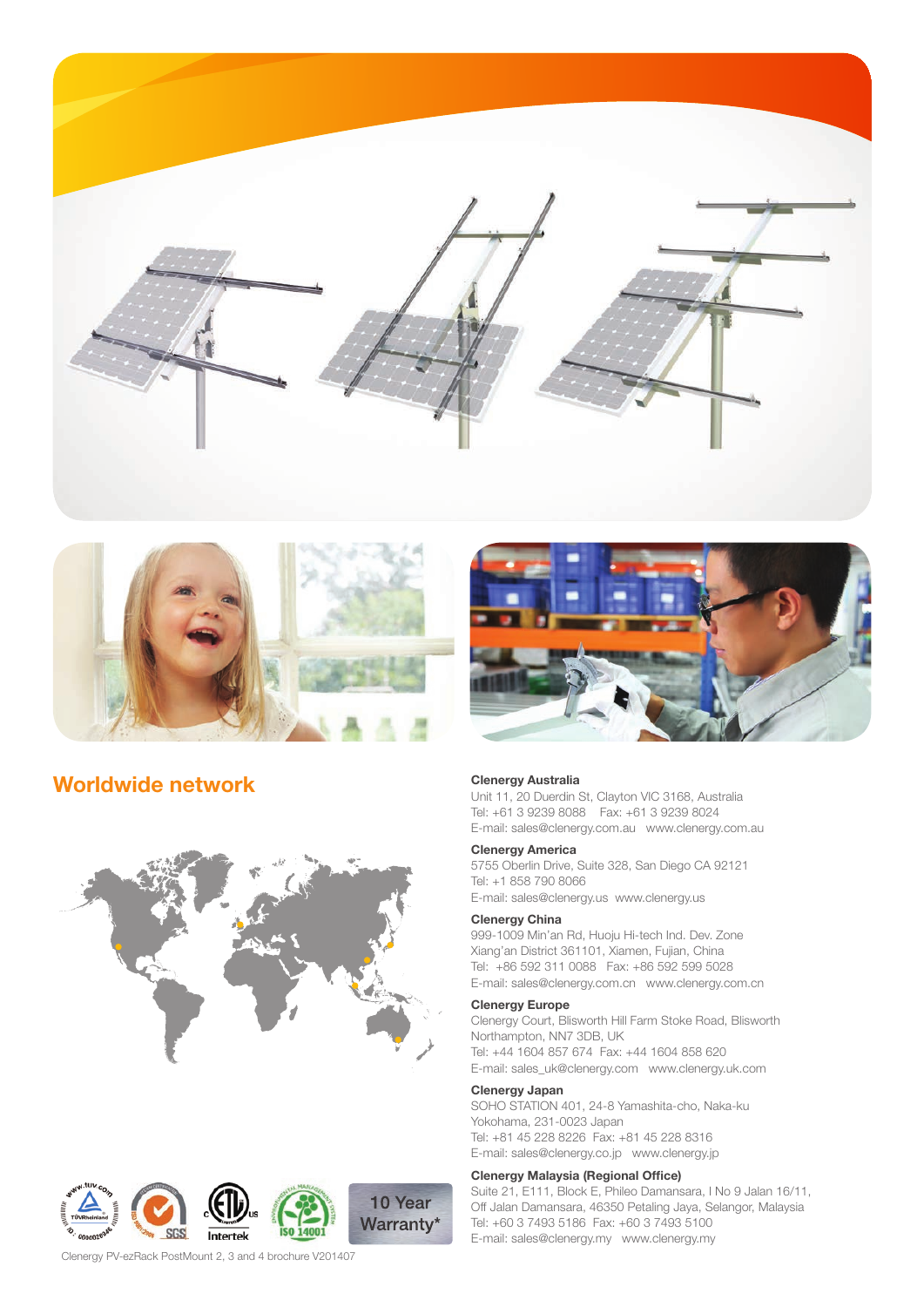## Worldwide network

**Clenergy Australia**
Unit 11, 20 Duerdin St, Clayton VIC 3168, Australia
Tel: +61 3 9239 8088 Fax: +61 3 9239 8024
E-mail: sales@clenergy.com.au www.clenergy.com.au

**Clenergy America**
5755 Oberlin Drive, Suite 328, San Diego CA 92121
Tel: +1 858 790 8066
E-mail: sales@clenergy.us www.clenergy.us

**Clenergy China**
999-1009 Min'an Rd, Huoju Hi-tech Ind. Dev. Zone
Xiang'an District 361101, Xiamen, Fujian, China
Tel: +86 592 311 0088 Fax: +86 592 599 5028
E-mail: sales@clenergy.com.cn www.clenergy.com.cn

**Clenergy Europe**
Clenergy Court, Blisworth Hill Farm Stoke Road, Blisworth
Northampton, NN7 3DB, UK
Tel: +44 1604 857 674 Fax: +44 1604 858 620
E-mail: sales_uk@clenergy.com www.clenergy.uk.com

**Clenergy Japan**
SOHO STATION 401, 24-8 Yamashita-cho, Naka-ku
Yokohama, 231-0023 Japan
Tel: +81 45 228 8226 Fax: +81 45 228 8316
E-mail: sales@clenergy.co.jp www.clenergy.jp

**Clenergy Malaysia (Regional Office)**
Suite 21, E111, Block E, Phileo Damansara, I No 9 Jalan 16/11,
Off Jalan Damansara, 46350 Petaling Jaya, Selangor, Malaysia
Tel: +60 3 7493 5186 Fax: +60 3 7493 5100
E-mail: sales@clenergy.my www.clenergy.my

10 Year Warranty*

Clenergy PV-ezRack PostMount 2, 3 and 4 brochure V201407